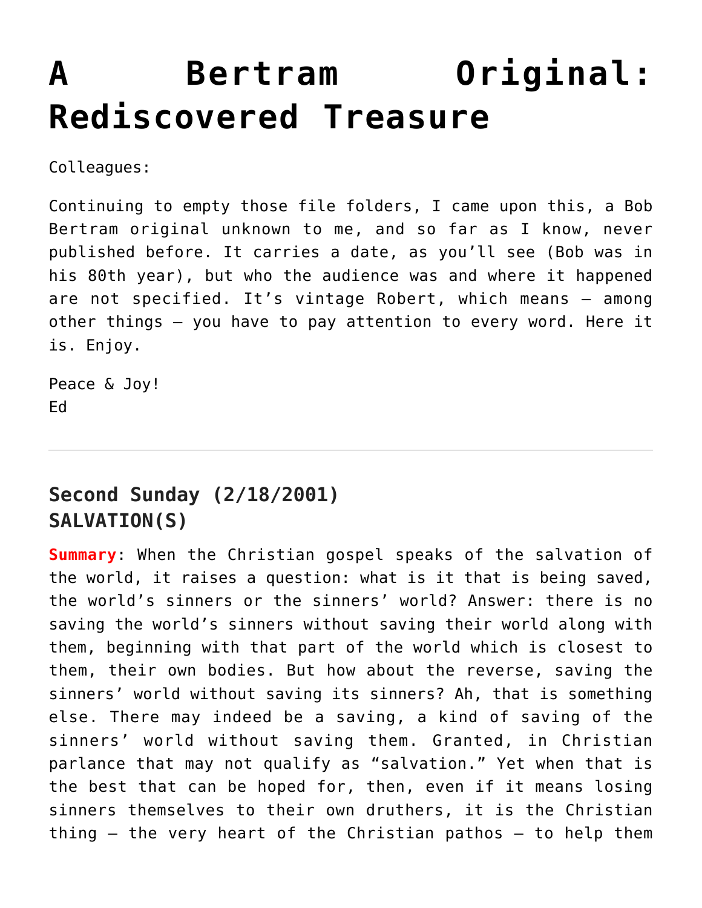# A Bertram Original: Rediscovered Treasure

Colleagues:

Continuing to empty those file folders, I came upon this, a Bob Bertram original unknown to me, and so far as I know, never published before. It carries a date, as you'll see (Bob was in his 80th year), but who the audience was and where it happened are not specified. It's vintage Robert, which means – among other things – you have to pay attention to every word. Here it is. Enjoy.

Peace & Joy!
Ed

---

## Second Sunday (2/18/2001)
## SALVATION(S)

**Summary**: When the Christian gospel speaks of the salvation of the world, it raises a question: what is it that is being saved, the world's sinners or the sinners' world? Answer: there is no saving the world's sinners without saving their world along with them, beginning with that part of the world which is closest to them, their own bodies. But how about the reverse, saving the sinners' world without saving its sinners? Ah, that is something else. There may indeed be a saving, a kind of saving of the sinners' world without saving them. Granted, in Christian parlance that may not qualify as "salvation." Yet when that is the best that can be hoped for, then, even if it means losing sinners themselves to their own druthers, it is the Christian thing – the very heart of the Christian pathos – to help them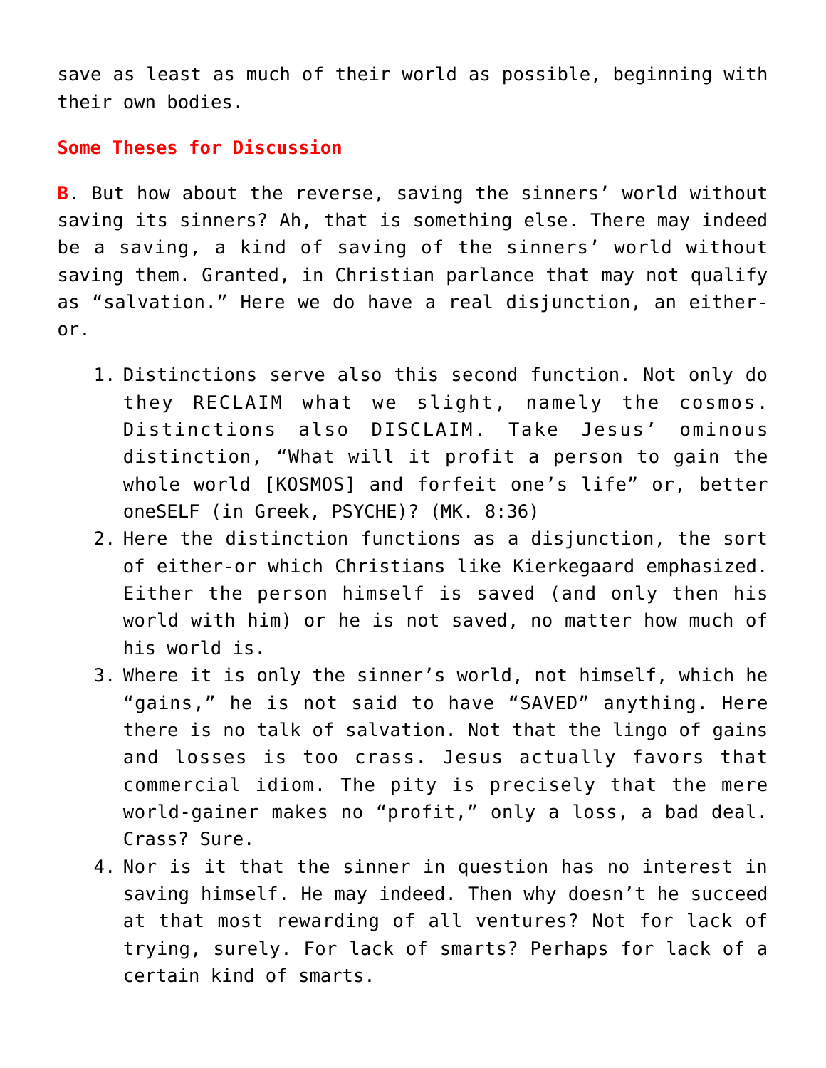save as least as much of their world as possible, beginning with their own bodies.

## Some Theses for Discussion

**B**. But how about the reverse, saving the sinners' world without saving its sinners? Ah, that is something else. There may indeed be a saving, a kind of saving of the sinners' world without saving them. Granted, in Christian parlance that may not qualify as "salvation." Here we do have a real disjunction, an either-or.

1. Distinctions serve also this second function. Not only do they RECLAIM what we slight, namely the cosmos. Distinctions also DISCLAIM. Take Jesus' ominous distinction, "What will it profit a person to gain the whole world [KOSMOS] and forfeit one's life" or, better oneSELF (in Greek, PSYCHE)? (MK. 8:36)
2. Here the distinction functions as a disjunction, the sort of either-or which Christians like Kierkegaard emphasized. Either the person himself is saved (and only then his world with him) or he is not saved, no matter how much of his world is.
3. Where it is only the sinner's world, not himself, which he "gains," he is not said to have "SAVED" anything. Here there is no talk of salvation. Not that the lingo of gains and losses is too crass. Jesus actually favors that commercial idiom. The pity is precisely that the mere world-gainer makes no "profit," only a loss, a bad deal. Crass? Sure.
4. Nor is it that the sinner in question has no interest in saving himself. He may indeed. Then why doesn't he succeed at that most rewarding of all ventures? Not for lack of trying, surely. For lack of smarts? Perhaps for lack of a certain kind of smarts.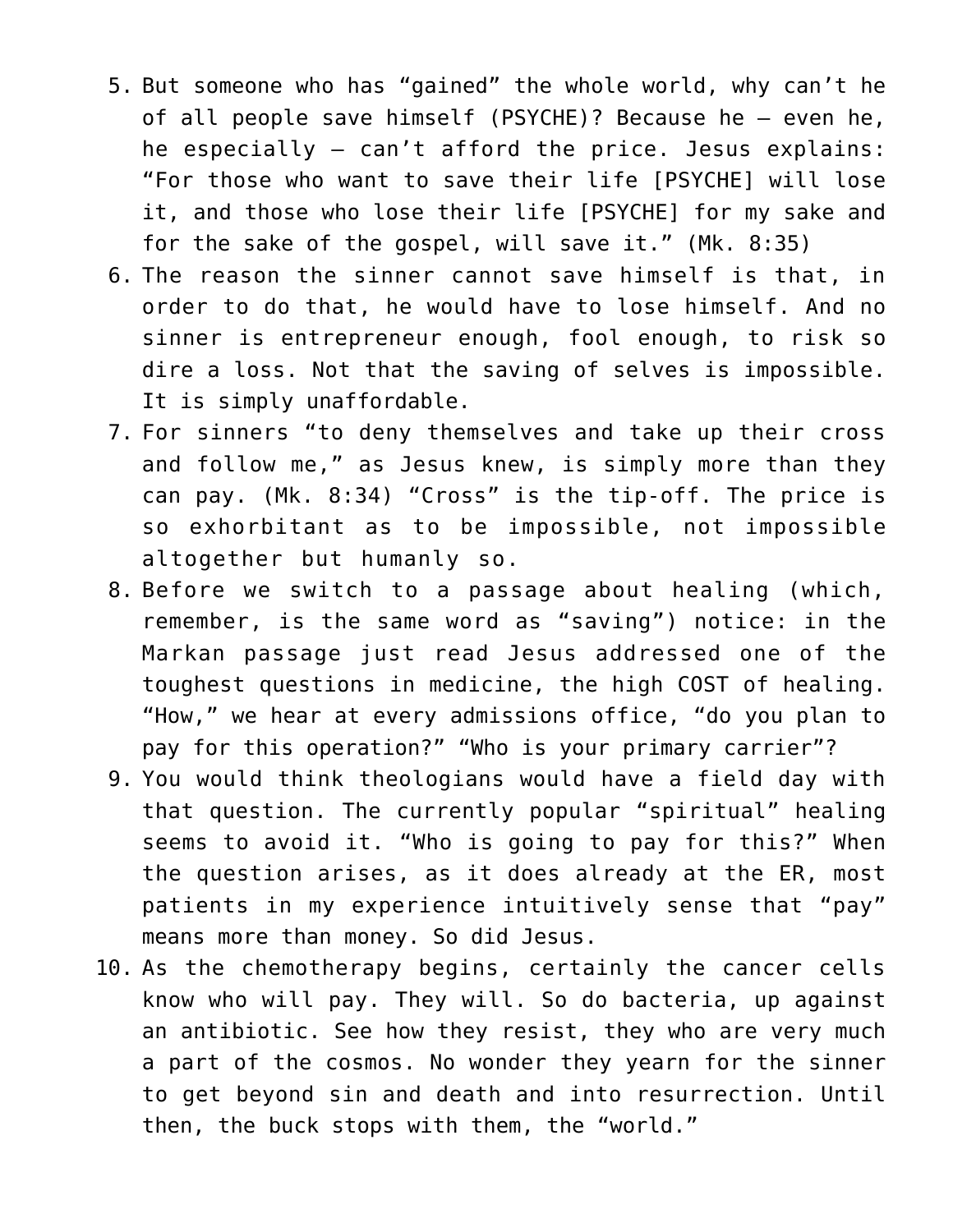5. But someone who has "gained" the whole world, why can't he of all people save himself (PSYCHE)? Because he – even he, he especially – can't afford the price. Jesus explains: "For those who want to save their life [PSYCHE] will lose it, and those who lose their life [PSYCHE] for my sake and for the sake of the gospel, will save it." (Mk. 8:35)
6. The reason the sinner cannot save himself is that, in order to do that, he would have to lose himself. And no sinner is entrepreneur enough, fool enough, to risk so dire a loss. Not that the saving of selves is impossible. It is simply unaffordable.
7. For sinners "to deny themselves and take up their cross and follow me," as Jesus knew, is simply more than they can pay. (Mk. 8:34) "Cross" is the tip-off. The price is so exhorbitant as to be impossible, not impossible altogether but humanly so.
8. Before we switch to a passage about healing (which, remember, is the same word as "saving") notice: in the Markan passage just read Jesus addressed one of the toughest questions in medicine, the high COST of healing. "How," we hear at every admissions office, "do you plan to pay for this operation?" "Who is your primary carrier"?
9. You would think theologians would have a field day with that question. The currently popular "spiritual" healing seems to avoid it. "Who is going to pay for this?" When the question arises, as it does already at the ER, most patients in my experience intuitively sense that "pay" means more than money. So did Jesus.
10. As the chemotherapy begins, certainly the cancer cells know who will pay. They will. So do bacteria, up against an antibiotic. See how they resist, they who are very much a part of the cosmos. No wonder they yearn for the sinner to get beyond sin and death and into resurrection. Until then, the buck stops with them, the "world."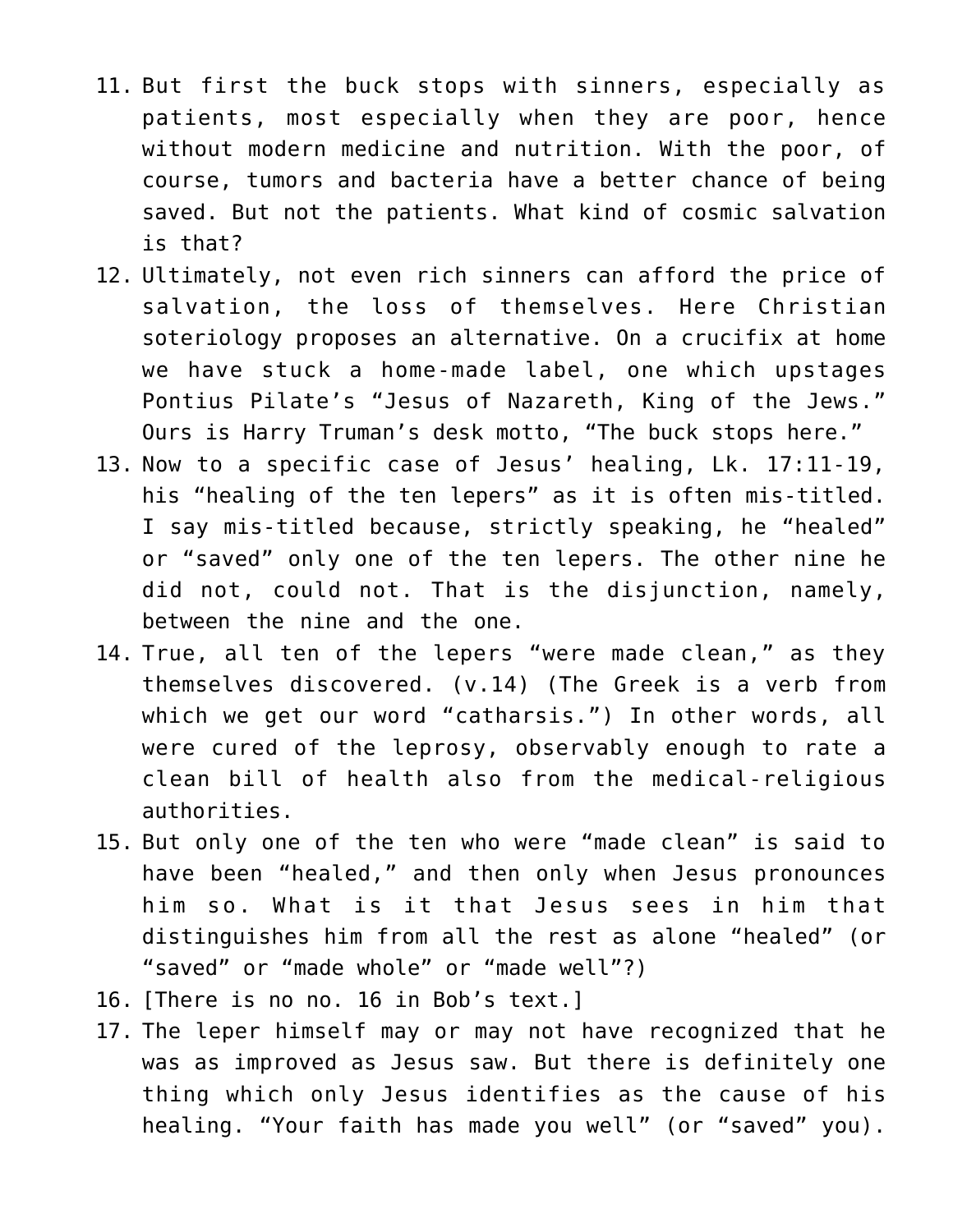11. But first the buck stops with sinners, especially as patients, most especially when they are poor, hence without modern medicine and nutrition. With the poor, of course, tumors and bacteria have a better chance of being saved. But not the patients. What kind of cosmic salvation is that?
12. Ultimately, not even rich sinners can afford the price of salvation, the loss of themselves. Here Christian soteriology proposes an alternative. On a crucifix at home we have stuck a home-made label, one which upstages Pontius Pilate's "Jesus of Nazareth, King of the Jews." Ours is Harry Truman's desk motto, "The buck stops here."
13. Now to a specific case of Jesus' healing, Lk. 17:11-19, his "healing of the ten lepers" as it is often mis-titled. I say mis-titled because, strictly speaking, he "healed" or "saved" only one of the ten lepers. The other nine he did not, could not. That is the disjunction, namely, between the nine and the one.
14. True, all ten of the lepers "were made clean," as they themselves discovered. (v.14) (The Greek is a verb from which we get our word "catharsis.") In other words, all were cured of the leprosy, observably enough to rate a clean bill of health also from the medical-religious authorities.
15. But only one of the ten who were "made clean" is said to have been "healed," and then only when Jesus pronounces him so. What is it that Jesus sees in him that distinguishes him from all the rest as alone "healed" (or "saved" or "made whole" or "made well"?)
16. [There is no no. 16 in Bob's text.]
17. The leper himself may or may not have recognized that he was as improved as Jesus saw. But there is definitely one thing which only Jesus identifies as the cause of his healing. "Your faith has made you well" (or "saved" you).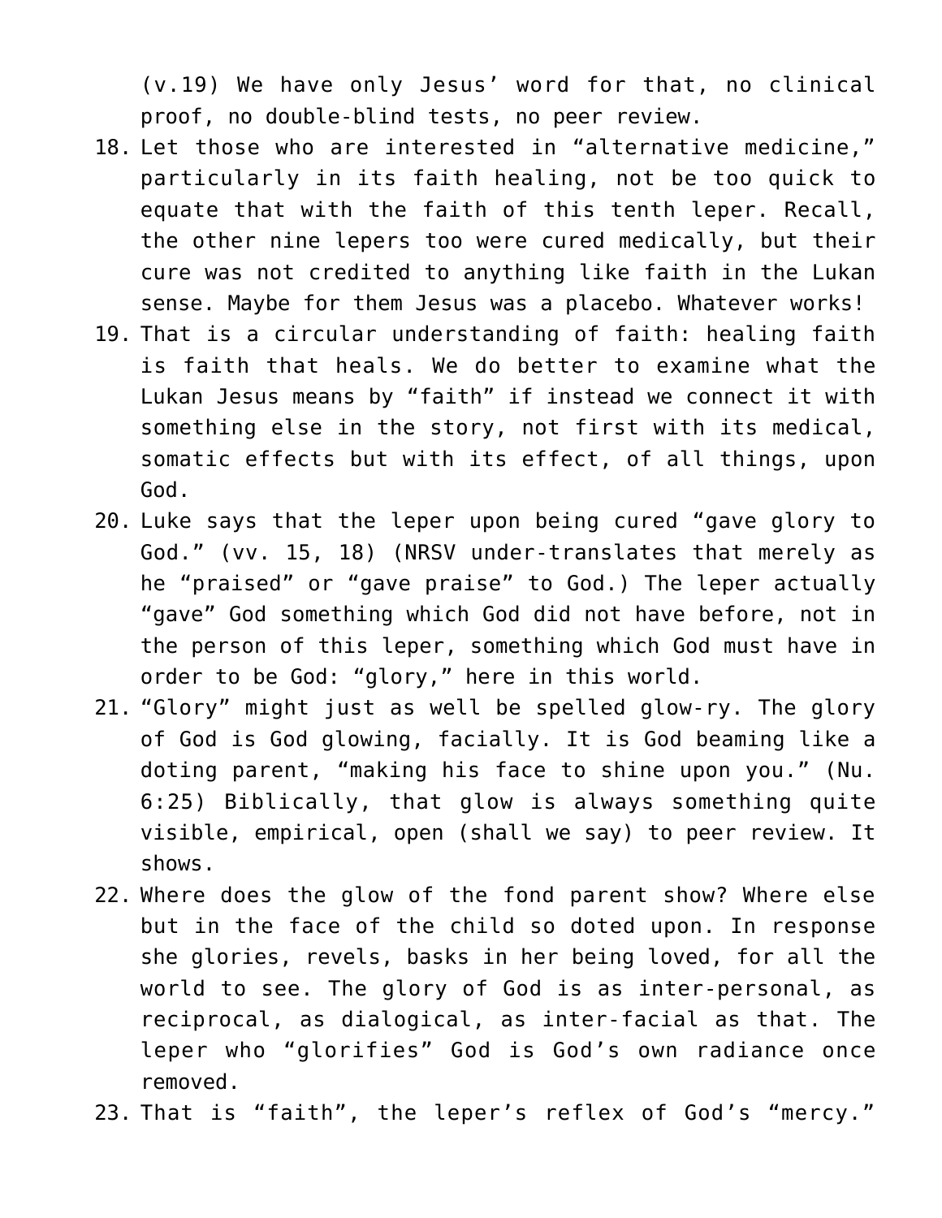(v.19) We have only Jesus' word for that, no clinical proof, no double-blind tests, no peer review.

18. Let those who are interested in "alternative medicine," particularly in its faith healing, not be too quick to equate that with the faith of this tenth leper. Recall, the other nine lepers too were cured medically, but their cure was not credited to anything like faith in the Lukan sense. Maybe for them Jesus was a placebo. Whatever works!
19. That is a circular understanding of faith: healing faith is faith that heals. We do better to examine what the Lukan Jesus means by "faith" if instead we connect it with something else in the story, not first with its medical, somatic effects but with its effect, of all things, upon God.
20. Luke says that the leper upon being cured "gave glory to God." (vv. 15, 18) (NRSV under-translates that merely as he "praised" or "gave praise" to God.) The leper actually "gave" God something which God did not have before, not in the person of this leper, something which God must have in order to be God: "glory," here in this world.
21. "Glory" might just as well be spelled glow-ry. The glory of God is God glowing, facially. It is God beaming like a doting parent, "making his face to shine upon you." (Nu. 6:25) Biblically, that glow is always something quite visible, empirical, open (shall we say) to peer review. It shows.
22. Where does the glow of the fond parent show? Where else but in the face of the child so doted upon. In response she glories, revels, basks in her being loved, for all the world to see. The glory of God is as inter-personal, as reciprocal, as dialogical, as inter-facial as that. The leper who "glorifies" God is God's own radiance once removed.
23. That is "faith", the leper's reflex of God's "mercy."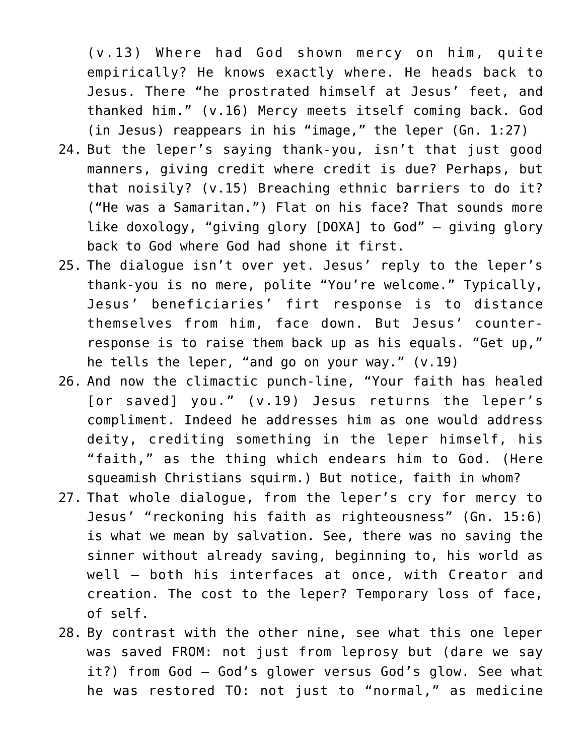(v.13) Where had God shown mercy on him, quite empirically? He knows exactly where. He heads back to Jesus. There "he prostrated himself at Jesus' feet, and thanked him." (v.16) Mercy meets itself coming back. God (in Jesus) reappears in his "image," the leper (Gn. 1:27)

24. But the leper's saying thank-you, isn't that just good manners, giving credit where credit is due? Perhaps, but that noisily? (v.15) Breaching ethnic barriers to do it? ("He was a Samaritan.") Flat on his face? That sounds more like doxology, "giving glory [DOXA] to God" – giving glory back to God where God had shone it first.
25. The dialogue isn't over yet. Jesus' reply to the leper's thank-you is no mere, polite "You're welcome." Typically, Jesus' beneficiaries' firt response is to distance themselves from him, face down. But Jesus' counter-response is to raise them back up as his equals. "Get up," he tells the leper, "and go on your way." (v.19)
26. And now the climactic punch-line, "Your faith has healed [or saved] you." (v.19) Jesus returns the leper's compliment. Indeed he addresses him as one would address deity, crediting something in the leper himself, his "faith," as the thing which endears him to God. (Here squeamish Christians squirm.) But notice, faith in whom?
27. That whole dialogue, from the leper's cry for mercy to Jesus' "reckoning his faith as righteousness" (Gn. 15:6) is what we mean by salvation. See, there was no saving the sinner without already saving, beginning to, his world as well – both his interfaces at once, with Creator and creation. The cost to the leper? Temporary loss of face, of self.
28. By contrast with the other nine, see what this one leper was saved FROM: not just from leprosy but (dare we say it?) from God – God's glower versus God's glow. See what he was restored TO: not just to "normal," as medicine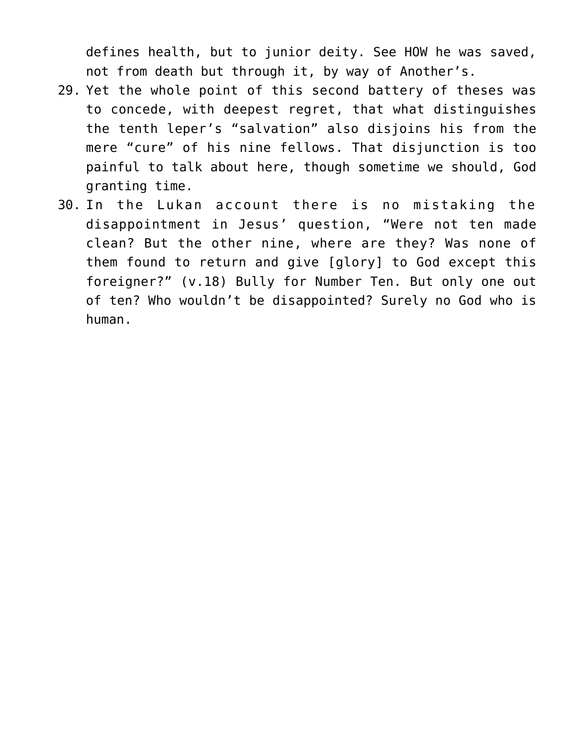defines health, but to junior deity. See HOW he was saved, not from death but through it, by way of Another's.

29. Yet the whole point of this second battery of theses was to concede, with deepest regret, that what distinguishes the tenth leper's "salvation" also disjoins his from the mere "cure" of his nine fellows. That disjunction is too painful to talk about here, though sometime we should, God granting time.
30. In the Lukan account there is no mistaking the disappointment in Jesus' question, "Were not ten made clean? But the other nine, where are they? Was none of them found to return and give [glory] to God except this foreigner?" (v.18) Bully for Number Ten. But only one out of ten? Who wouldn't be disappointed? Surely no God who is human.